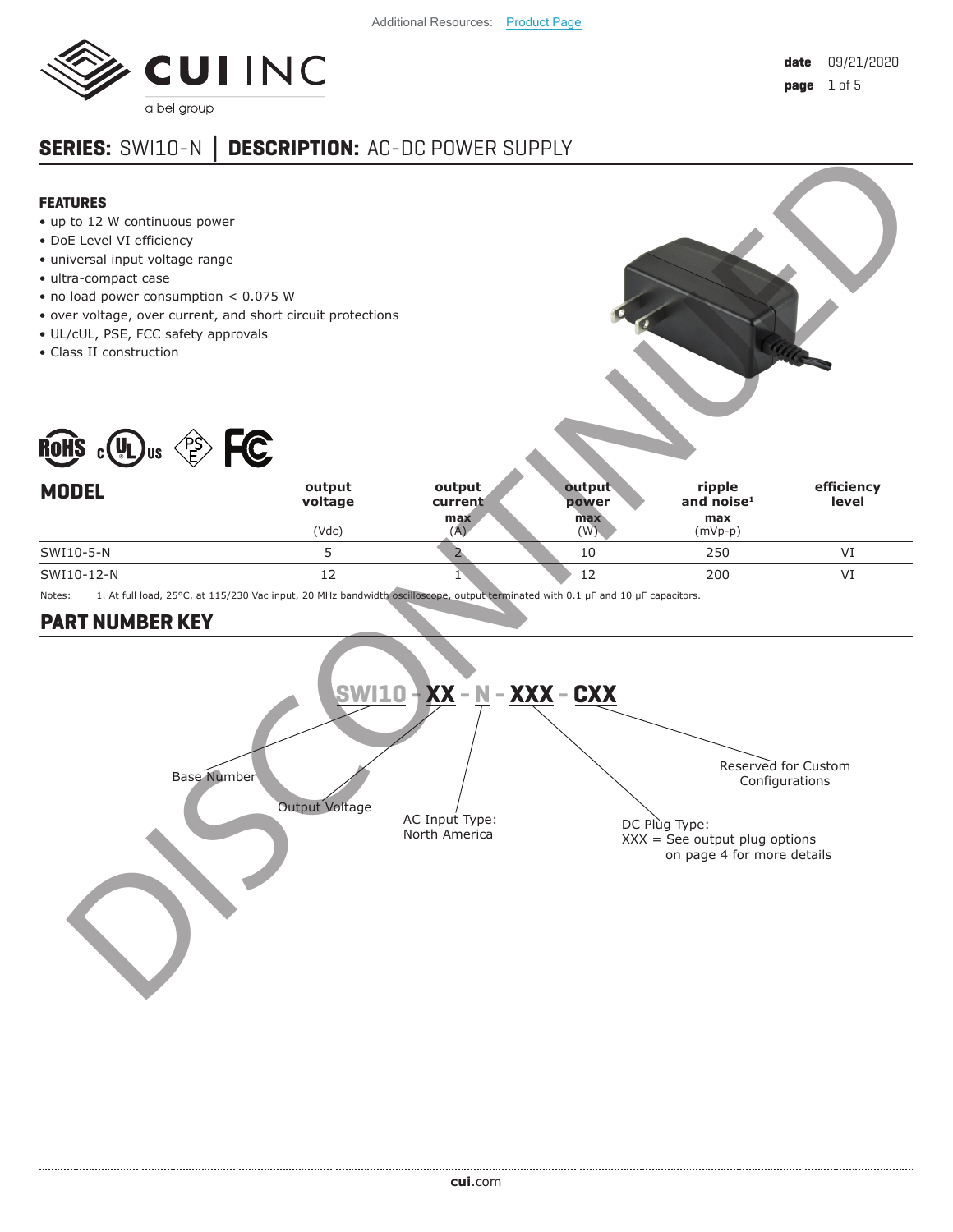Additional Resources: Product Page

**date** 09/21/2020

# SERIES: SWI10-N | DESCRIPTION: AC-DC POWER SUPPLY

## FEATURES

- up to 12 W continuous power
- DoE Level VI efficiency
- universal input voltage range
- ultra-compact case
- no load power consumption < 0.075 W
- over voltage, over current, and short circuit protections
- UL/cUL, PSE, FCC safety approvals
- Class II construction

DISCONTINUED

| MODEL | output voltage (Vdc) | output current max (A) | output power max (W) | ripple and noise[1] max (mVp-p) | efficiency level |
|---|---|---|---|---|---|
| SWI10-5-N | 5 | 2 | 10 | 250 | VI |
| SWI10-12-N | 12 | 1 | 12 | 200 | VI |

Notes: 1. At full load, 25°C, at 115/230 Vac input, 20 MHz bandwidth oscilloscope, output terminated with 0.1 µF and 10 µF capacitors.

## PART NUMBER KEY

**SWI10 - XX - N - XXX - CXX**

- SWI10: Base Number
- XX: Output Voltage
- N: AC Input Type: North America
- XXX: DC Plug Type: XXX = See output plug options on page 4 for more details
- CXX: Reserved for Custom Configurations

**cui**.com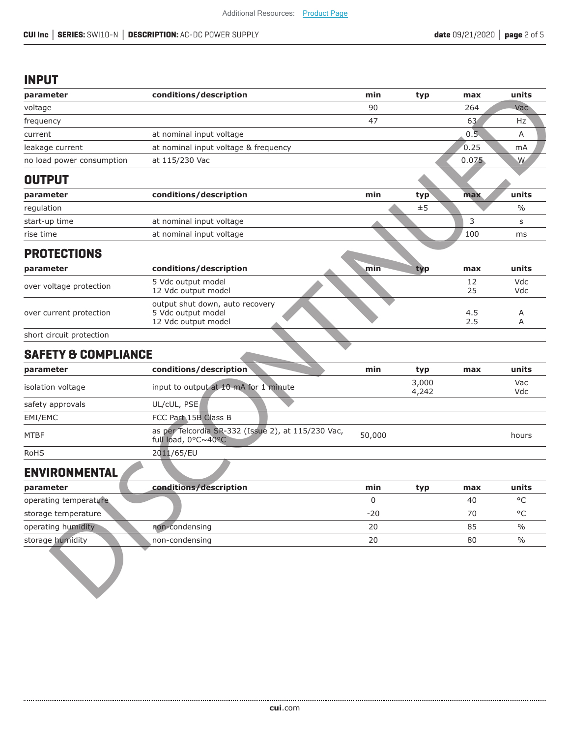## INPUT

| parameter | conditions/description | min | typ | max | units |
|---|---|---|---|---|---|
| voltage | | 90 | | 264 | Vac |
| frequency | | 47 | | 63 | Hz |
| current | at nominal input voltage | | | 0.5 | A |
| leakage current | at nominal input voltage & frequency | | | 0.25 | mA |
| no load power consumption | at 115/230 Vac | | | 0.075 | W |

## OUTPUT

| parameter | conditions/description | min | typ | max | units |
|---|---|---|---|---|---|
| regulation | | | ±5 | | % |
| start-up time | at nominal input voltage | | | 3 | s |
| rise time | at nominal input voltage | | | 100 | ms |

## PROTECTIONS

| parameter | conditions/description | min | typ | max | units |
|---|---|---|---|---|---|
| over voltage protection | 5 Vdc output model<br>12 Vdc output model | | | 12<br>25 | Vdc<br>Vdc |
| over current protection | output shut down, auto recovery<br>5 Vdc output model<br>12 Vdc output model | | | 4.5<br>2.5 | A<br>A |
| short circuit protection | | | | | |

## SAFETY & COMPLIANCE

| parameter | conditions/description | min | typ | max | units |
|---|---|---|---|---|---|
| isolation voltage | input to output at 10 mA for 1 minute | | 3,000<br>4,242 | | Vac<br>Vdc |
| safety approvals | UL/cUL, PSE | | | | |
| EMI/EMC | FCC Part 15B Class B | | | | |
| MTBF | as per Telcordia SR-332 (Issue 2), at 115/230 Vac, full load, 0°C~40°C | 50,000 | | | hours |
| RoHS | 2011/65/EU | | | | |

## ENVIRONMENTAL

| parameter | conditions/description | min | typ | max | units |
|---|---|---|---|---|---|
| operating temperature | | 0 | | 40 | °C |
| storage temperature | | -20 | | 70 | °C |
| operating humidity | non-condensing | 20 | | 85 | % |
| storage humidity | non-condensing | 20 | | 80 | % |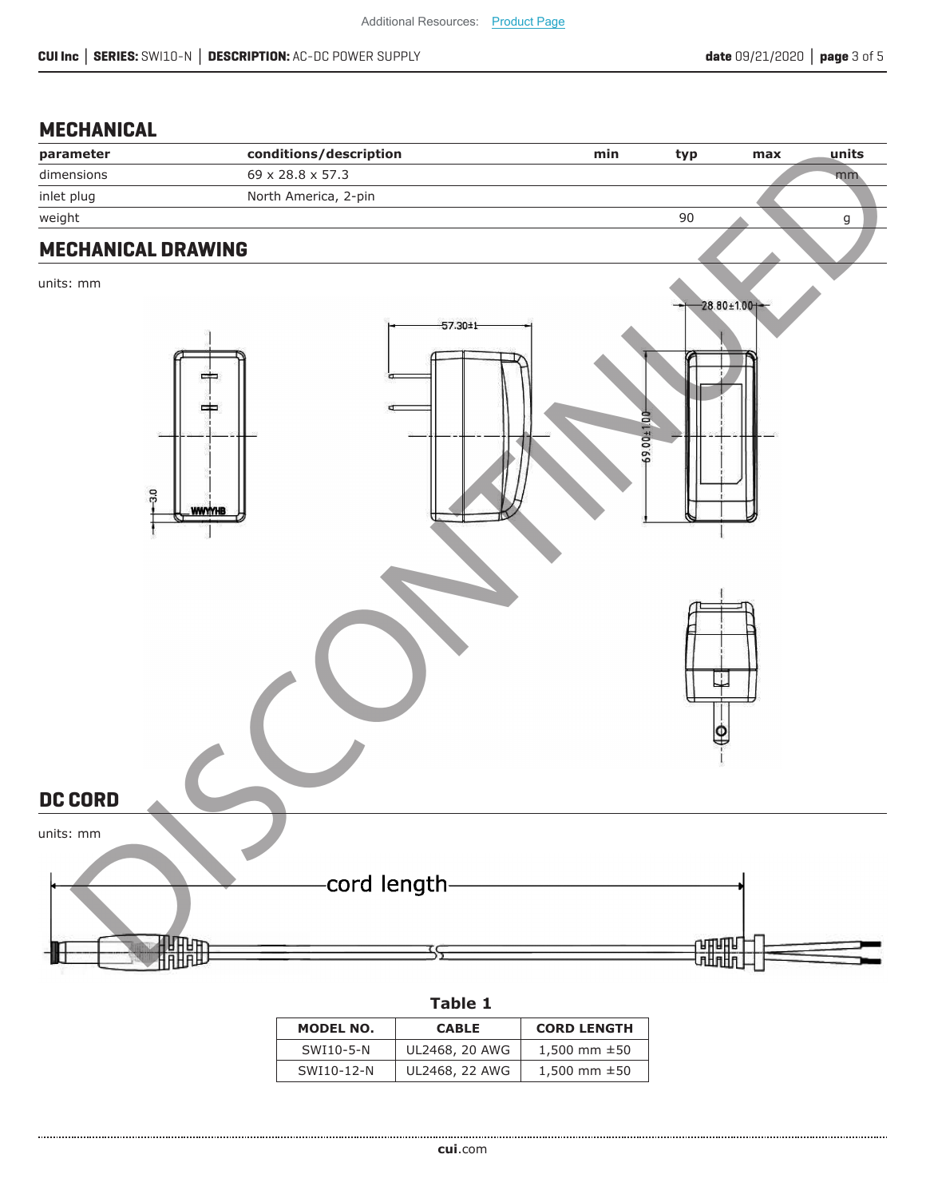## MECHANICAL

| parameter | conditions/description | min | typ | max | units |
|---|---|---|---|---|---|
| dimensions | 69 x 28.8 x 57.3 | | | | mm |
| inlet plug | North America, 2-pin | | | | |
| weight | | | 90 | | g |

## MECHANICAL DRAWING

units: mm

## DC CORD

units: mm

**Table 1**

| MODEL NO. | CABLE | CORD LENGTH |
|---|---|---|
| SWI10-5-N | UL2468, 20 AWG | 1,500 mm ±50 |
| SWI10-12-N | UL2468, 22 AWG | 1,500 mm ±50 |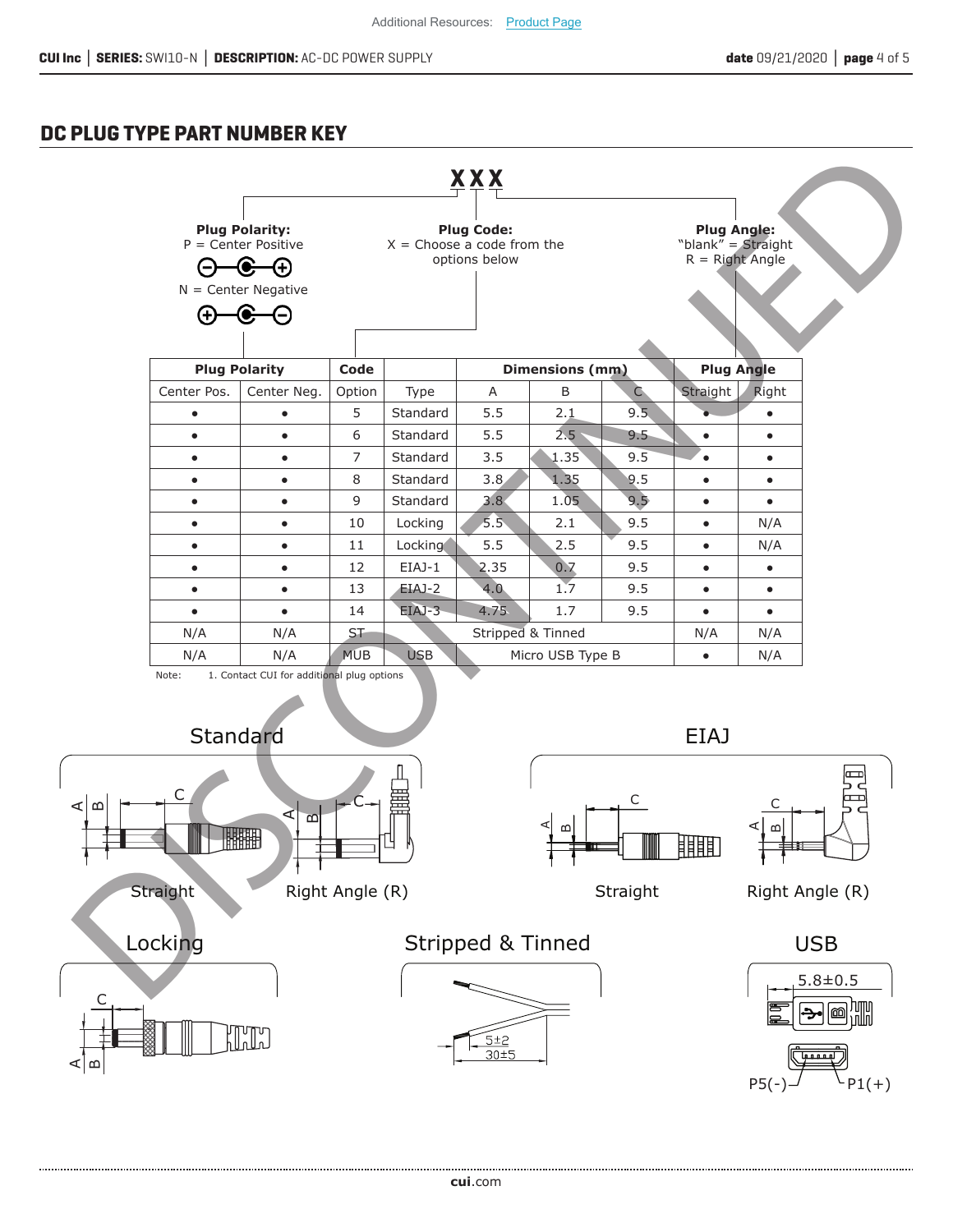Additional Resources: Product Page

## DC PLUG TYPE PART NUMBER KEY

**XXX**

**Plug Polarity:**
P = Center Positive
N = Center Negative

**Plug Code:**
X = Choose a code from the options below

**Plug Angle:**
"blank" = Straight
R = Right Angle

| Plug Polarity | | Code | | Dimensions (mm) | | | Plug Angle | |
|---|---|---|---|---|---|---|---|---|
| Center Pos. | Center Neg. | Option | Type | A | B | C | Straight | Right |
| • | • | 5 | Standard | 5.5 | 2.1 | 9.5 | • | • |
| • | • | 6 | Standard | 5.5 | 2.5 | 9.5 | • | • |
| • | • | 7 | Standard | 3.5 | 1.35 | 9.5 | • | • |
| • | • | 8 | Standard | 3.8 | 1.35 | 9.5 | • | • |
| • | • | 9 | Standard | 3.8 | 1.05 | 9.5 | • | • |
| • | • | 10 | Locking | 5.5 | 2.1 | 9.5 | • | N/A |
| • | • | 11 | Locking | 5.5 | 2.5 | 9.5 | • | N/A |
| • | • | 12 | EIAJ-1 | 2.35 | 0.7 | 9.5 | • | • |
| • | • | 13 | EIAJ-2 | 4.0 | 1.7 | 9.5 | • | • |
| • | • | 14 | EIAJ-3 | 4.75 | 1.7 | 9.5 | • | • |
| N/A | N/A | ST | Stripped & Tinned | | | | N/A | N/A |
| N/A | N/A | MUB | USB | Micro USB Type B | | | • | N/A |

Note: 1. Contact CUI for additional plug options

Standard

Straight    Right Angle (R)

EIAJ

Straight    Right Angle (R)

Locking

Stripped & Tinned

5±2
30±5

USB

5.8±0.5

P5(-)    P1(+)

DISCONTINUED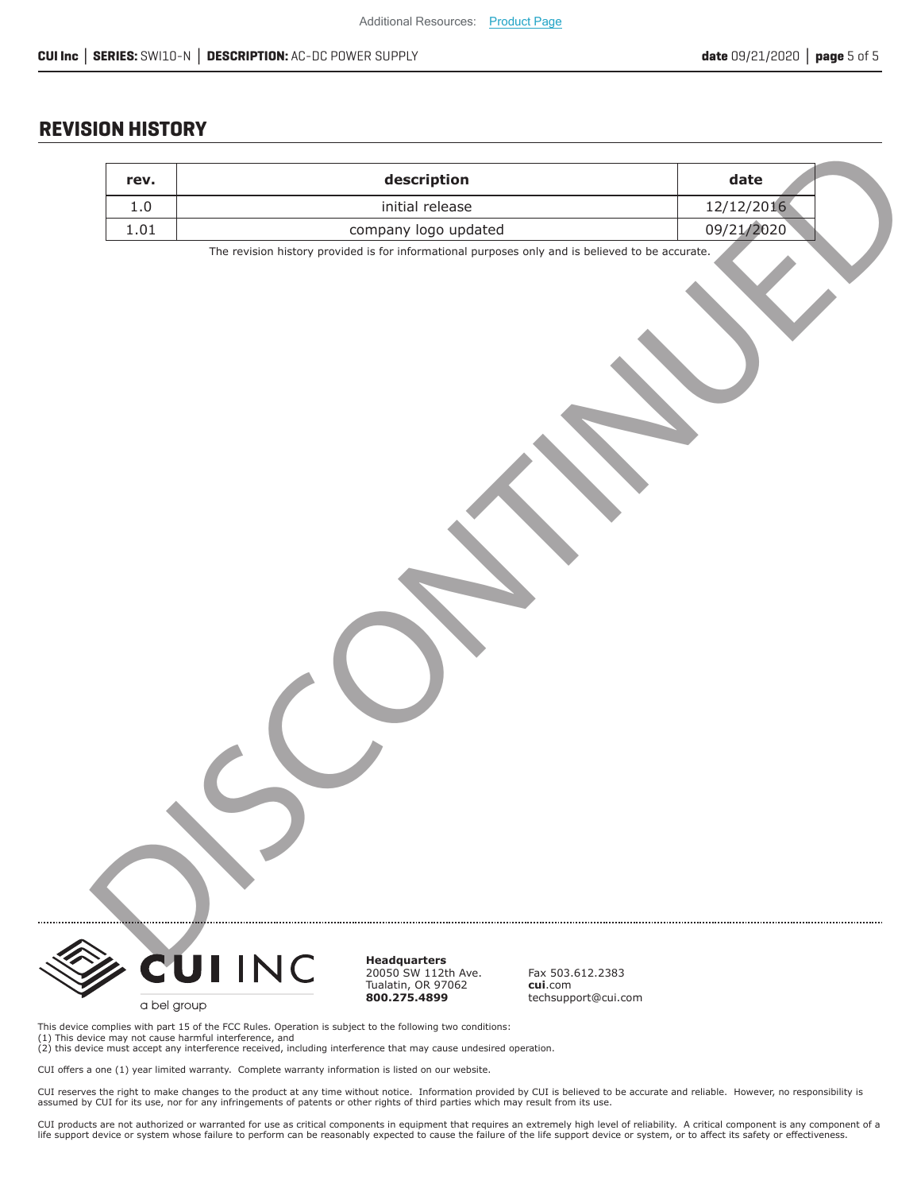## REVISION HISTORY

| rev. | description | date |
|---|---|---|
| 1.0 | initial release | 12/12/2016 |
| 1.01 | company logo updated | 09/21/2020 |

The revision history provided is for informational purposes only and is believed to be accurate.

DISCONTINUED

CUI INC
a bel group

**Headquarters**
20050 SW 112th Ave.
Tualatin, OR 97062
**800.275.4899**

Fax 503.612.2383
**cui**.com
techsupport@cui.com

This device complies with part 15 of the FCC Rules. Operation is subject to the following two conditions:
(1) This device may not cause harmful interference, and
(2) this device must accept any interference received, including interference that may cause undesired operation.

CUI offers a one (1) year limited warranty. Complete warranty information is listed on our website.

CUI reserves the right to make changes to the product at any time without notice. Information provided by CUI is believed to be accurate and reliable. However, no responsibility is assumed by CUI for its use, nor for any infringements of patents or other rights of third parties which may result from its use.

CUI products are not authorized or warranted for use as critical components in equipment that requires an extremely high level of reliability. A critical component is any component of a life support device or system whose failure to perform can be reasonably expected to cause the failure of the life support device or system, or to affect its safety or effectiveness.